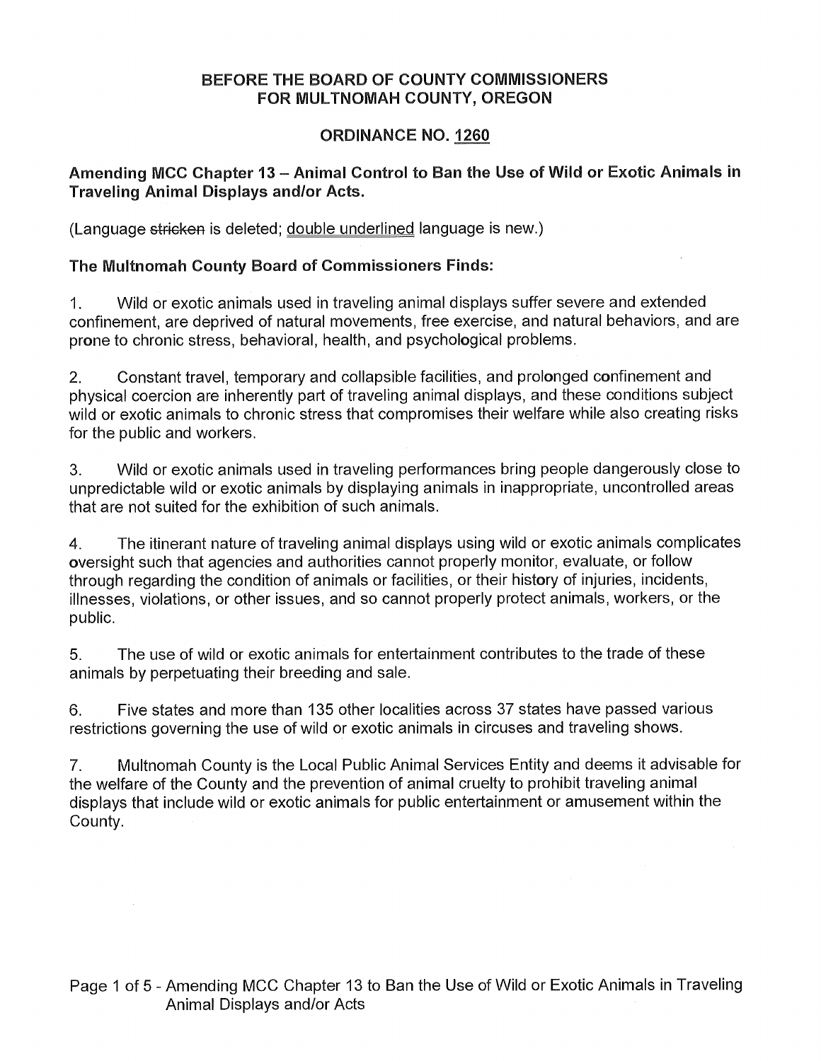**BEFORE THE BOARD OF COUNTY COMMISSIONERS**
**FOR MULTNOMAH COUNTY, OREGON**

**ORDINANCE NO. 1260**

**Amending MCC Chapter 13 – Animal Control to Ban the Use of Wild or Exotic Animals in Traveling Animal Displays and/or Acts.**

(Language ~~stricken~~ is deleted; <u>double underlined</u> language is new.)

**The Multnomah County Board of Commissioners Finds:**

1. Wild or exotic animals used in traveling animal displays suffer severe and extended confinement, are deprived of natural movements, free exercise, and natural behaviors, and are prone to chronic stress, behavioral, health, and psychological problems.

2. Constant travel, temporary and collapsible facilities, and prolonged confinement and physical coercion are inherently part of traveling animal displays, and these conditions subject wild or exotic animals to chronic stress that compromises their welfare while also creating risks for the public and workers.

3. Wild or exotic animals used in traveling performances bring people dangerously close to unpredictable wild or exotic animals by displaying animals in inappropriate, uncontrolled areas that are not suited for the exhibition of such animals.

4. The itinerant nature of traveling animal displays using wild or exotic animals complicates oversight such that agencies and authorities cannot properly monitor, evaluate, or follow through regarding the condition of animals or facilities, or their history of injuries, incidents, illnesses, violations, or other issues, and so cannot properly protect animals, workers, or the public.

5. The use of wild or exotic animals for entertainment contributes to the trade of these animals by perpetuating their breeding and sale.

6. Five states and more than 135 other localities across 37 states have passed various restrictions governing the use of wild or exotic animals in circuses and traveling shows.

7. Multnomah County is the Local Public Animal Services Entity and deems it advisable for the welfare of the County and the prevention of animal cruelty to prohibit traveling animal displays that include wild or exotic animals for public entertainment or amusement within the County.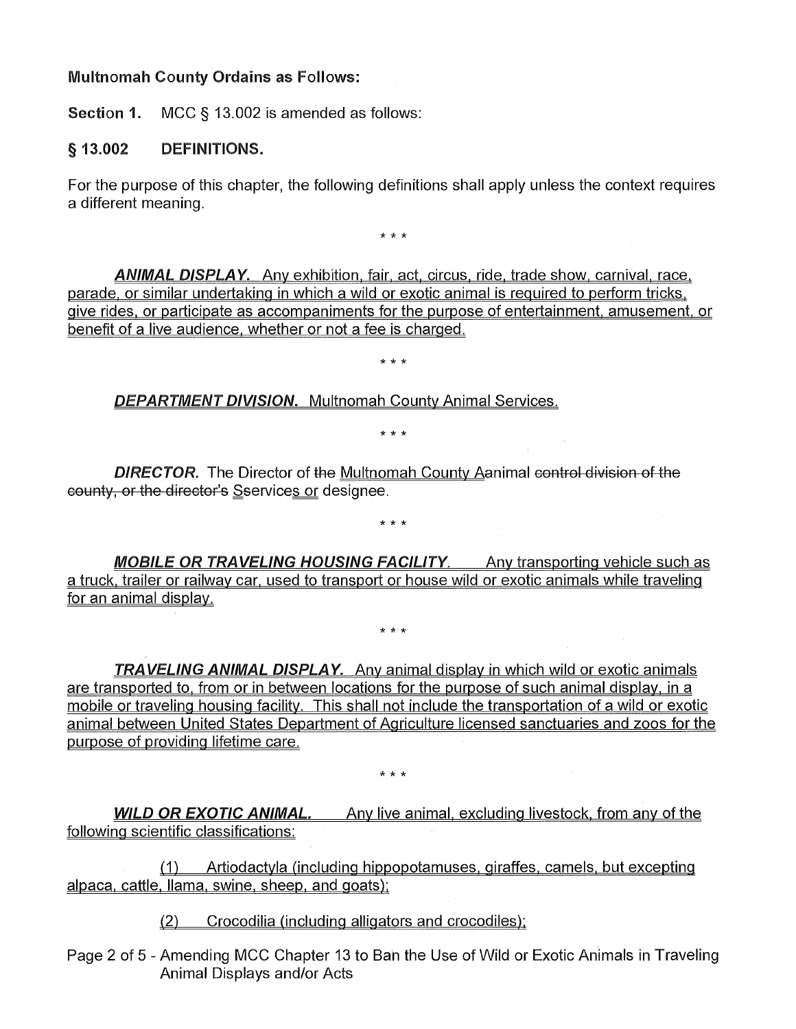**Multnomah County Ordains as Follows:**

**Section 1.** MCC § 13.002 is amended as follows:

**§ 13.002 DEFINITIONS.**

For the purpose of this chapter, the following definitions shall apply unless the context requires a different meaning.

\* \* \*

***ANIMAL DISPLAY.*** Any exhibition, fair, act, circus, ride, trade show, carnival, race, parade, or similar undertaking in which a wild or exotic animal is required to perform tricks, give rides, or participate as accompaniments for the purpose of entertainment, amusement, or benefit of a live audience, whether or not a fee is charged.

\* \* \*

***DEPARTMENT DIVISION.*** Multnomah County Animal Services.

\* \* \*

***DIRECTOR.*** The Director of ~~the~~ Multnomah County Aanimal ~~control division of the county, or the director's~~ Sservices or designee.

\* \* \*

***MOBILE OR TRAVELING HOUSING FACILITY.*** Any transporting vehicle such as a truck, trailer or railway car, used to transport or house wild or exotic animals while traveling for an animal display.

\* \* \*

***TRAVELING ANIMAL DISPLAY.*** Any animal display in which wild or exotic animals are transported to, from or in between locations for the purpose of such animal display, in a mobile or traveling housing facility. This shall not include the transportation of a wild or exotic animal between United States Department of Agriculture licensed sanctuaries and zoos for the purpose of providing lifetime care.

\* \* \*

***WILD OR EXOTIC ANIMAL.*** Any live animal, excluding livestock, from any of the following scientific classifications:

(1) Artiodactyla (including hippopotamuses, giraffes, camels, but excepting alpaca, cattle, llama, swine, sheep, and goats);

(2) Crocodilia (including alligators and crocodiles);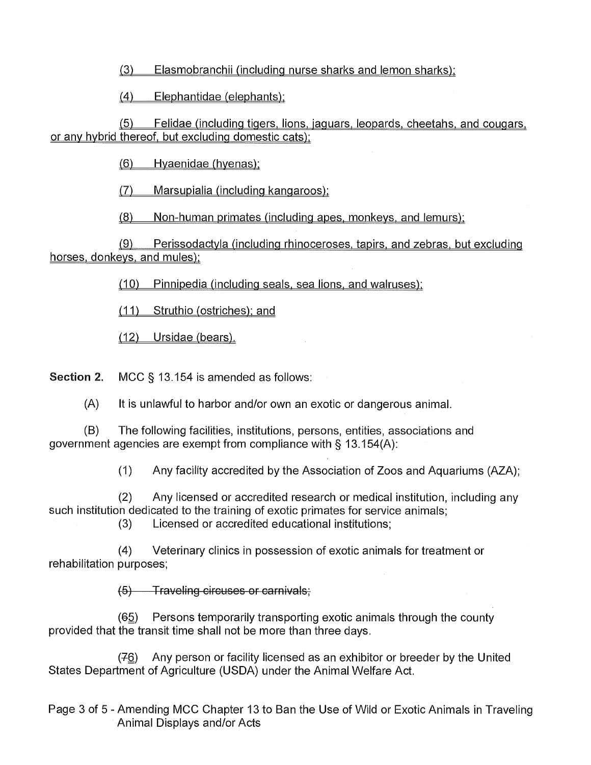(3) Elasmobranchii (including nurse sharks and lemon sharks);

(4) Elephantidae (elephants);

(5) Felidae (including tigers, lions, jaguars, leopards, cheetahs, and cougars, or any hybrid thereof, but excluding domestic cats);

(6) Hyaenidae (hyenas);

(7) Marsupialia (including kangaroos);

(8) Non-human primates (including apes, monkeys, and lemurs);

(9) Perissodactyla (including rhinoceroses, tapirs, and zebras, but excluding horses, donkeys, and mules);

(10) Pinnipedia (including seals, sea lions, and walruses);

(11) Struthio (ostriches); and

(12) Ursidae (bears).

**Section 2.** MCC § 13.154 is amended as follows:

(A) It is unlawful to harbor and/or own an exotic or dangerous animal.

(B) The following facilities, institutions, persons, entities, associations and government agencies are exempt from compliance with § 13.154(A):

(1) Any facility accredited by the Association of Zoos and Aquariums (AZA);

(2) Any licensed or accredited research or medical institution, including any such institution dedicated to the training of exotic primates for service animals;

(3) Licensed or accredited educational institutions;

(4) Veterinary clinics in possession of exotic animals for treatment or rehabilitation purposes;

~~(5) Traveling circuses or carnivals;~~

(~~6~~5) Persons temporarily transporting exotic animals through the county provided that the transit time shall not be more than three days.

(~~7~~6) Any person or facility licensed as an exhibitor or breeder by the United States Department of Agriculture (USDA) under the Animal Welfare Act.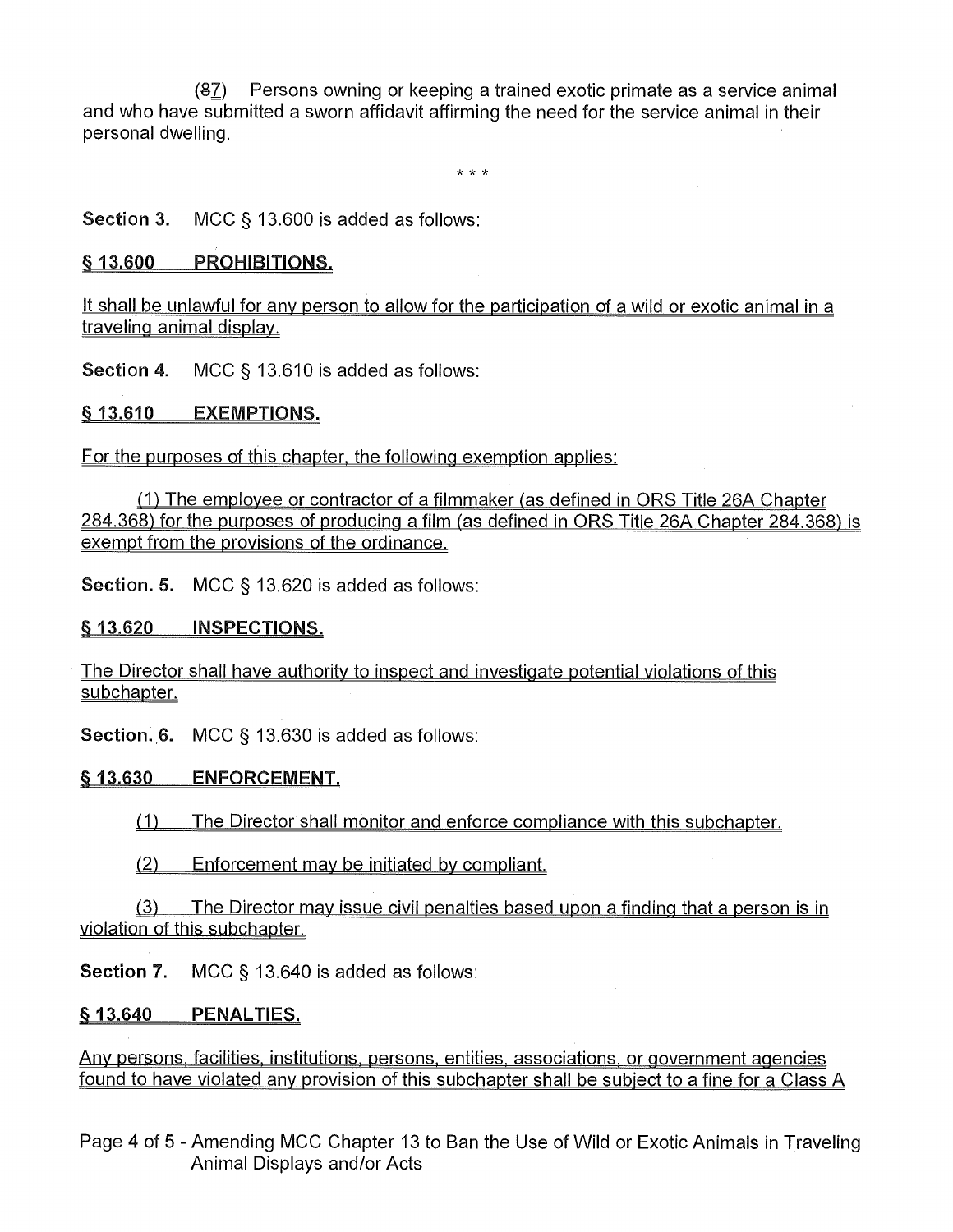(87) Persons owning or keeping a trained exotic primate as a service animal and who have submitted a sworn affidavit affirming the need for the service animal in their personal dwelling.

\* \* \*

**Section 3.** MCC § 13.600 is added as follows:

**§ 13.600 PROHIBITIONS.**

It shall be unlawful for any person to allow for the participation of a wild or exotic animal in a traveling animal display.

**Section 4.** MCC § 13.610 is added as follows:

**§ 13.610 EXEMPTIONS.**

For the purposes of this chapter, the following exemption applies:

(1) The employee or contractor of a filmmaker (as defined in ORS Title 26A Chapter 284.368) for the purposes of producing a film (as defined in ORS Title 26A Chapter 284.368) is exempt from the provisions of the ordinance.

**Section. 5.** MCC § 13.620 is added as follows:

**§ 13.620 INSPECTIONS.**

The Director shall have authority to inspect and investigate potential violations of this subchapter.

**Section. 6.** MCC § 13.630 is added as follows:

**§ 13.630 ENFORCEMENT.**

(1) The Director shall monitor and enforce compliance with this subchapter.

(2) Enforcement may be initiated by compliant.

(3) The Director may issue civil penalties based upon a finding that a person is in violation of this subchapter.

**Section 7.** MCC § 13.640 is added as follows:

**§ 13.640 PENALTIES.**

Any persons, facilities, institutions, persons, entities, associations, or government agencies found to have violated any provision of this subchapter shall be subject to a fine for a Class A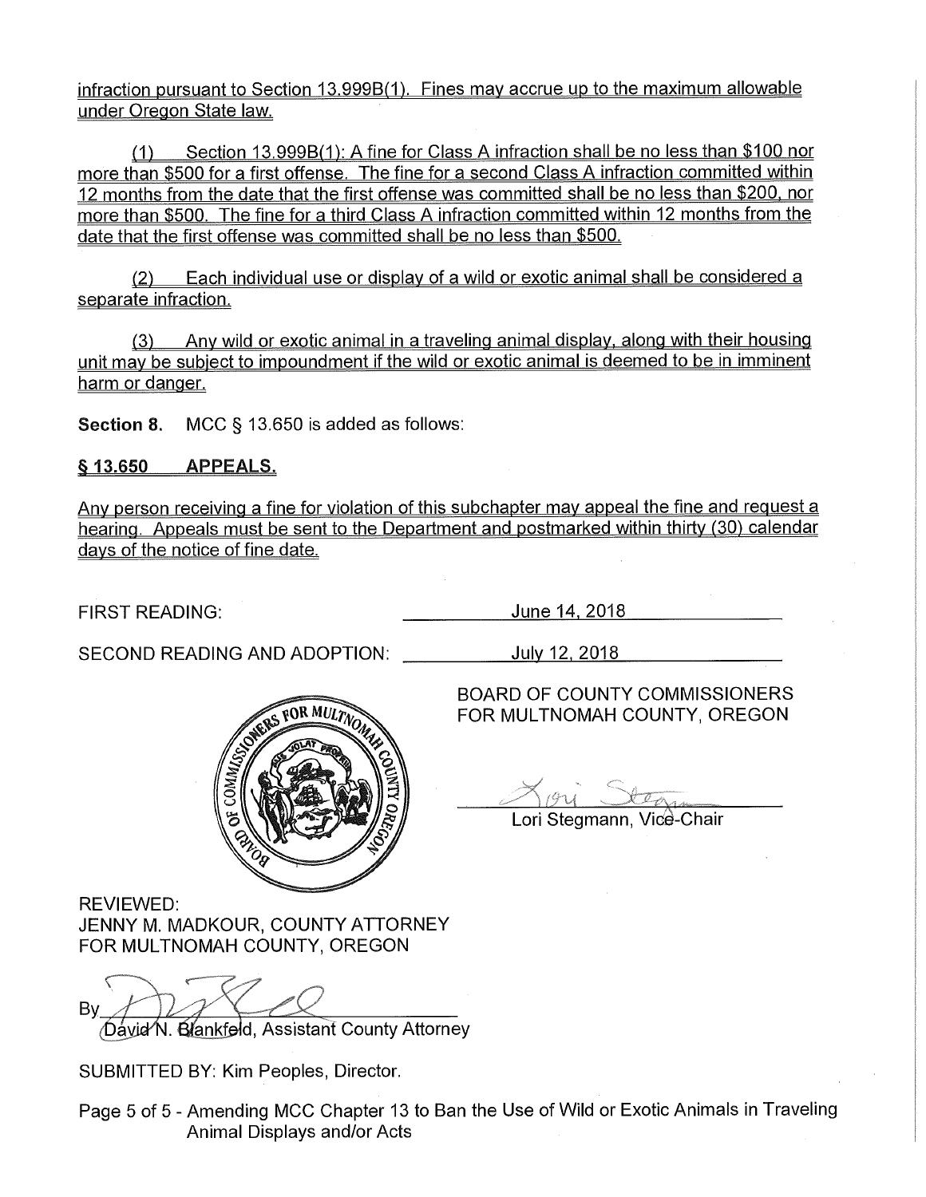infraction pursuant to Section 13.999B(1). Fines may accrue up to the maximum allowable under Oregon State law.

(1) Section 13.999B(1): A fine for Class A infraction shall be no less than $100 nor more than $500 for a first offense. The fine for a second Class A infraction committed within 12 months from the date that the first offense was committed shall be no less than $200, nor more than $500. The fine for a third Class A infraction committed within 12 months from the date that the first offense was committed shall be no less than $500.

(2) Each individual use or display of a wild or exotic animal shall be considered a separate infraction.

(3) Any wild or exotic animal in a traveling animal display, along with their housing unit may be subject to impoundment if the wild or exotic animal is deemed to be in imminent harm or danger.

**Section 8.** MCC § 13.650 is added as follows:

**§ 13.650 APPEALS.**

Any person receiving a fine for violation of this subchapter may appeal the fine and request a hearing. Appeals must be sent to the Department and postmarked within thirty (30) calendar days of the notice of fine date.

FIRST READING: June 14, 2018

SECOND READING AND ADOPTION: July 12, 2018

BOARD OF COUNTY COMMISSIONERS
FOR MULTNOMAH COUNTY, OREGON

Lori Stegmann, Vice-Chair

REVIEWED:
JENNY M. MADKOUR, COUNTY ATTORNEY
FOR MULTNOMAH COUNTY, OREGON

By
David N. Blankfeld, Assistant County Attorney

SUBMITTED BY: Kim Peoples, Director.